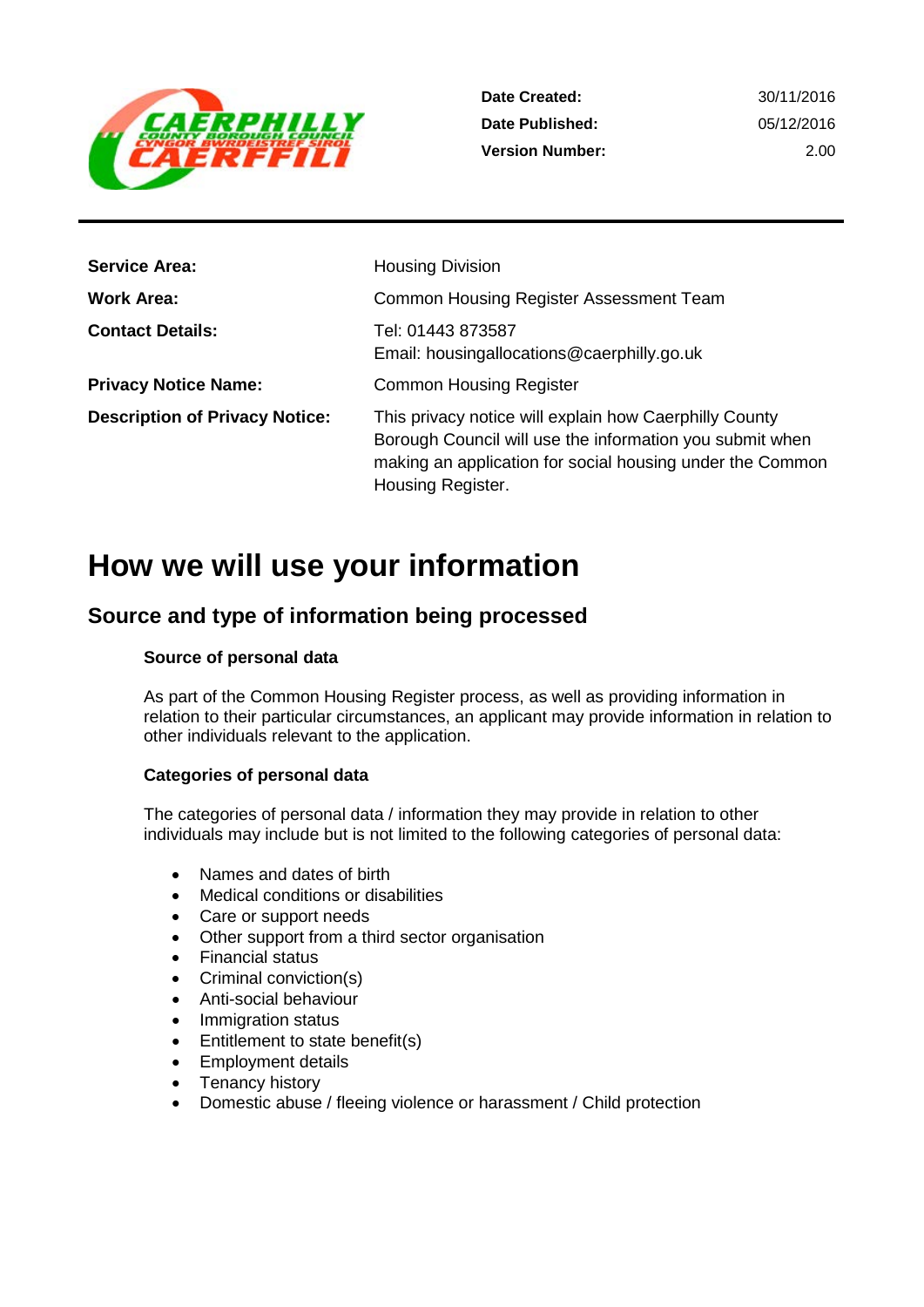| | |
|---|---|
| **Date Created:** | 30/11/2016 |
| **Date Published:** | 05/12/2016 |
| **Version Number:** | 2.00 |

| | |
|---|---|
| **Service Area:** | Housing Division |
| **Work Area:** | Common Housing Register Assessment Team |
| **Contact Details:** | Tel: 01443 873587<br>Email: housingallocations@caerphilly.gov.uk |
| **Privacy Notice Name:** | Common Housing Register |
| **Description of Privacy Notice:** | This privacy notice will explain how Caerphilly County Borough Council will use the information you submit when making an application for social housing under the Common Housing Register. |

# How we will use your information

## Source and type of information being processed

### Source of personal data

As part of the Common Housing Register process, as well as providing information in relation to their particular circumstances, an applicant may provide information in relation to other individuals relevant to the application.

### Categories of personal data

The categories of personal data / information they may provide in relation to other individuals may include but is not limited to the following categories of personal data:

- Names and dates of birth
- Medical conditions or disabilities
- Care or support needs
- Other support from a third sector organisation
- Financial status
- Criminal conviction(s)
- Anti-social behaviour
- Immigration status
- Entitlement to state benefit(s)
- Employment details
- Tenancy history
- Domestic abuse / fleeing violence or harassment / Child protection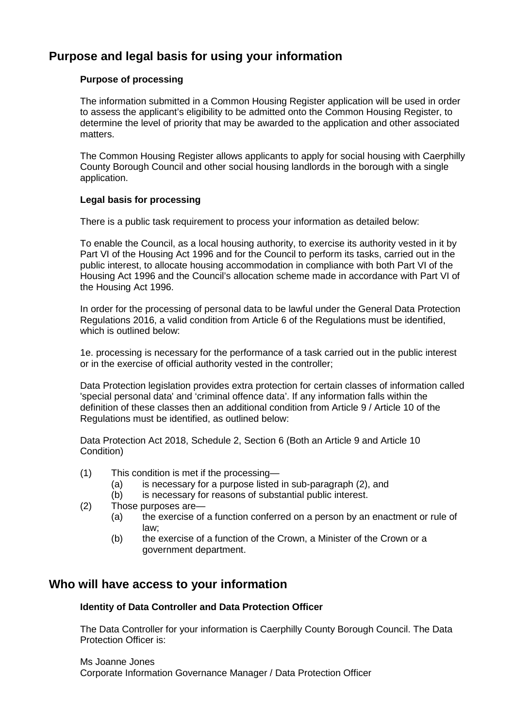## Purpose and legal basis for using your information

### Purpose of processing

The information submitted in a Common Housing Register application will be used in order to assess the applicant's eligibility to be admitted onto the Common Housing Register, to determine the level of priority that may be awarded to the application and other associated matters.

The Common Housing Register allows applicants to apply for social housing with Caerphilly County Borough Council and other social housing landlords in the borough with a single application.

### Legal basis for processing

There is a public task requirement to process your information as detailed below:

To enable the Council, as a local housing authority, to exercise its authority vested in it by Part VI of the Housing Act 1996 and for the Council to perform its tasks, carried out in the public interest, to allocate housing accommodation in compliance with both Part VI of the Housing Act 1996 and the Council's allocation scheme made in accordance with Part VI of the Housing Act 1996.

In order for the processing of personal data to be lawful under the General Data Protection Regulations 2016, a valid condition from Article 6 of the Regulations must be identified, which is outlined below:

1e. processing is necessary for the performance of a task carried out in the public interest or in the exercise of official authority vested in the controller;

Data Protection legislation provides extra protection for certain classes of information called 'special personal data' and 'criminal offence data'. If any information falls within the definition of these classes then an additional condition from Article 9 / Article 10 of the Regulations must be identified, as outlined below:

Data Protection Act 2018, Schedule 2, Section 6 (Both an Article 9 and Article 10 Condition)

(1) This condition is met if the processing—
  - (a) is necessary for a purpose listed in sub-paragraph (2), and
  - (b) is necessary for reasons of substantial public interest.

(2) Those purposes are—
  - (a) the exercise of a function conferred on a person by an enactment or rule of law;
  - (b) the exercise of a function of the Crown, a Minister of the Crown or a government department.

## Who will have access to your information

### Identity of Data Controller and Data Protection Officer

The Data Controller for your information is Caerphilly County Borough Council. The Data Protection Officer is:

Ms Joanne Jones
Corporate Information Governance Manager / Data Protection Officer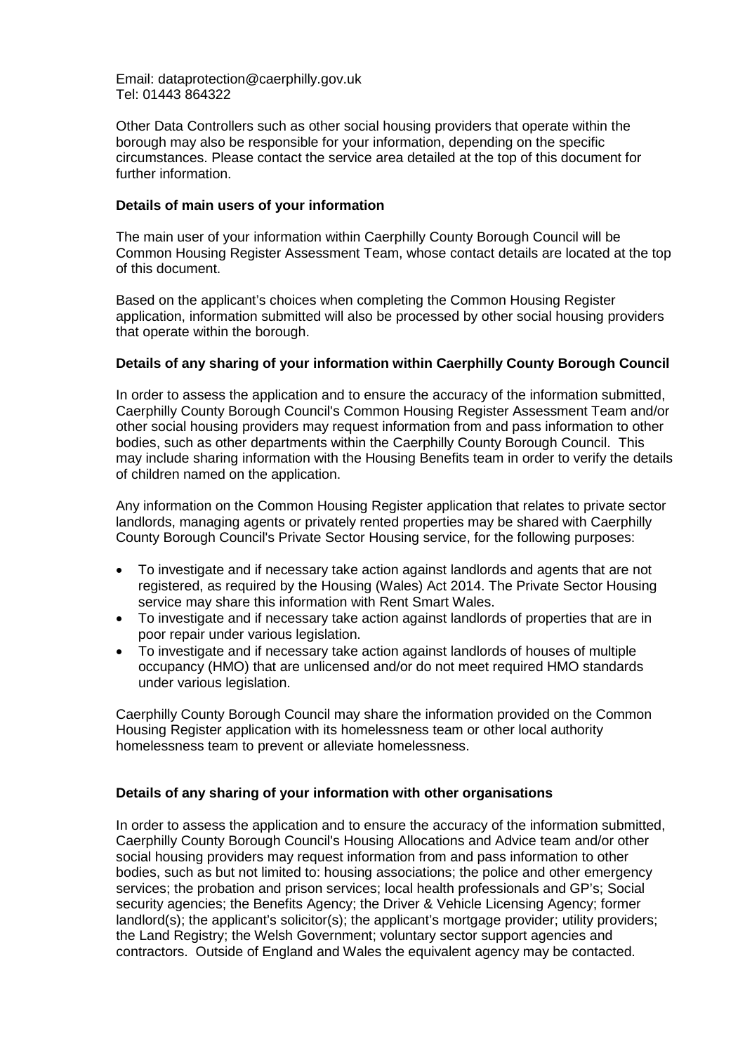Email: dataprotection@caerphilly.gov.uk
Tel: 01443 864322

Other Data Controllers such as other social housing providers that operate within the borough may also be responsible for your information, depending on the specific circumstances. Please contact the service area detailed at the top of this document for further information.

**Details of main users of your information**

The main user of your information within Caerphilly County Borough Council will be Common Housing Register Assessment Team, whose contact details are located at the top of this document.

Based on the applicant's choices when completing the Common Housing Register application, information submitted will also be processed by other social housing providers that operate within the borough.

**Details of any sharing of your information within Caerphilly County Borough Council**

In order to assess the application and to ensure the accuracy of the information submitted, Caerphilly County Borough Council's Common Housing Register Assessment Team and/or other social housing providers may request information from and pass information to other bodies, such as other departments within the Caerphilly County Borough Council. This may include sharing information with the Housing Benefits team in order to verify the details of children named on the application.

Any information on the Common Housing Register application that relates to private sector landlords, managing agents or privately rented properties may be shared with Caerphilly County Borough Council's Private Sector Housing service, for the following purposes:

- To investigate and if necessary take action against landlords and agents that are not registered, as required by the Housing (Wales) Act 2014. The Private Sector Housing service may share this information with Rent Smart Wales.
- To investigate and if necessary take action against landlords of properties that are in poor repair under various legislation.
- To investigate and if necessary take action against landlords of houses of multiple occupancy (HMO) that are unlicensed and/or do not meet required HMO standards under various legislation.

Caerphilly County Borough Council may share the information provided on the Common Housing Register application with its homelessness team or other local authority homelessness team to prevent or alleviate homelessness.

**Details of any sharing of your information with other organisations**

In order to assess the application and to ensure the accuracy of the information submitted, Caerphilly County Borough Council's Housing Allocations and Advice team and/or other social housing providers may request information from and pass information to other bodies, such as but not limited to: housing associations; the police and other emergency services; the probation and prison services; local health professionals and GP's; Social security agencies; the Benefits Agency; the Driver & Vehicle Licensing Agency; former landlord(s); the applicant's solicitor(s); the applicant's mortgage provider; utility providers; the Land Registry; the Welsh Government; voluntary sector support agencies and contractors. Outside of England and Wales the equivalent agency may be contacted.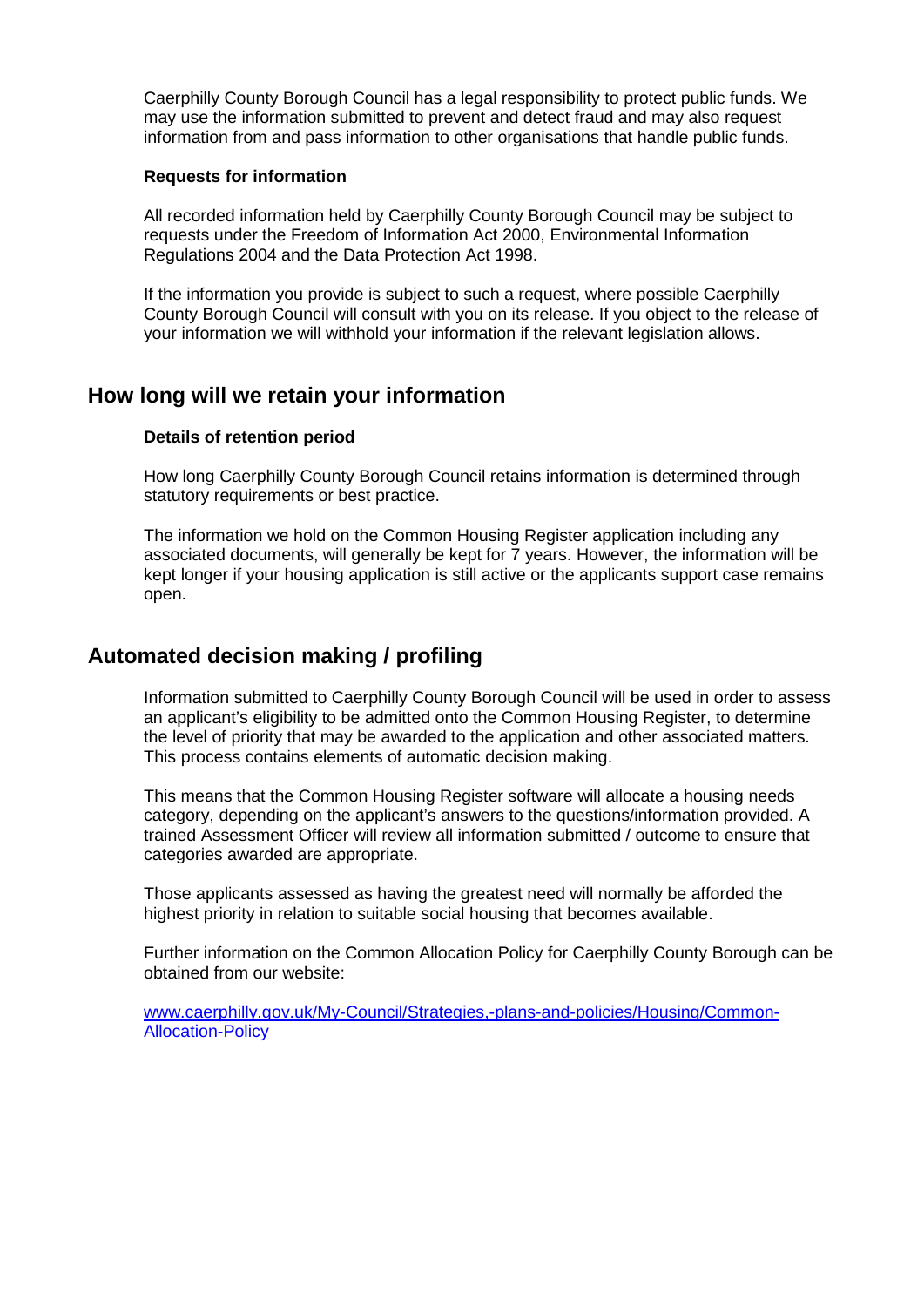Caerphilly County Borough Council has a legal responsibility to protect public funds. We may use the information submitted to prevent and detect fraud and may also request information from and pass information to other organisations that handle public funds.

**Requests for information**

All recorded information held by Caerphilly County Borough Council may be subject to requests under the Freedom of Information Act 2000, Environmental Information Regulations 2004 and the Data Protection Act 1998.

If the information you provide is subject to such a request, where possible Caerphilly County Borough Council will consult with you on its release. If you object to the release of your information we will withhold your information if the relevant legislation allows.

## How long will we retain your information

**Details of retention period**

How long Caerphilly County Borough Council retains information is determined through statutory requirements or best practice.

The information we hold on the Common Housing Register application including any associated documents, will generally be kept for 7 years. However, the information will be kept longer if your housing application is still active or the applicants support case remains open.

## Automated decision making / profiling

Information submitted to Caerphilly County Borough Council will be used in order to assess an applicant's eligibility to be admitted onto the Common Housing Register, to determine the level of priority that may be awarded to the application and other associated matters. This process contains elements of automatic decision making.

This means that the Common Housing Register software will allocate a housing needs category, depending on the applicant's answers to the questions/information provided. A trained Assessment Officer will review all information submitted / outcome to ensure that categories awarded are appropriate.

Those applicants assessed as having the greatest need will normally be afforded the highest priority in relation to suitable social housing that becomes available.

Further information on the Common Allocation Policy for Caerphilly County Borough can be obtained from our website:

[www.caerphilly.gov.uk/My-Council/Strategies,-plans-and-policies/Housing/Common-Allocation-Policy](www.caerphilly.gov.uk/My-Council/Strategies,-plans-and-policies/Housing/Common-Allocation-Policy)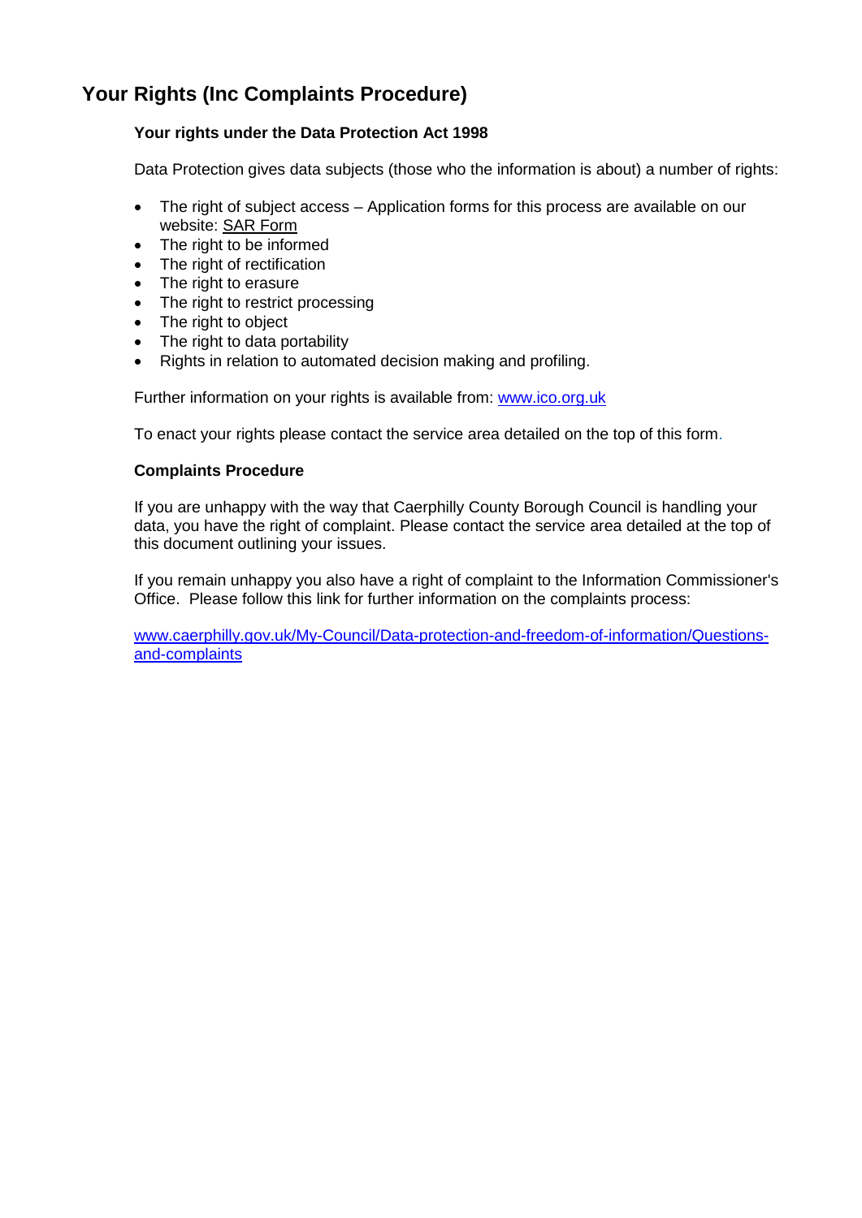## Your Rights (Inc Complaints Procedure)

### Your rights under the Data Protection Act 1998

Data Protection gives data subjects (those who the information is about) a number of rights:

- The right of subject access – Application forms for this process are available on our website: SAR Form
- The right to be informed
- The right of rectification
- The right to erasure
- The right to restrict processing
- The right to object
- The right to data portability
- Rights in relation to automated decision making and profiling.

Further information on your rights is available from: www.ico.org.uk

To enact your rights please contact the service area detailed on the top of this form.

### Complaints Procedure

If you are unhappy with the way that Caerphilly County Borough Council is handling your data, you have the right of complaint. Please contact the service area detailed at the top of this document outlining your issues.

If you remain unhappy you also have a right of complaint to the Information Commissioner's Office. Please follow this link for further information on the complaints process:

www.caerphilly.gov.uk/My-Council/Data-protection-and-freedom-of-information/Questions-and-complaints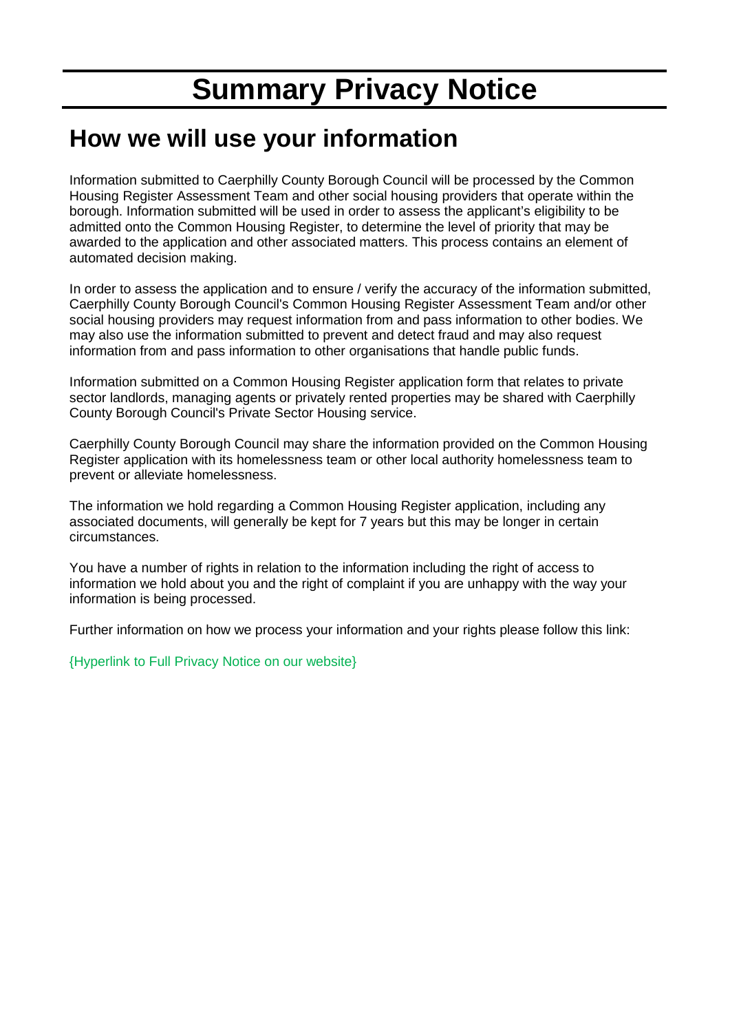# Summary Privacy Notice

## How we will use your information

Information submitted to Caerphilly County Borough Council will be processed by the Common Housing Register Assessment Team and other social housing providers that operate within the borough. Information submitted will be used in order to assess the applicant's eligibility to be admitted onto the Common Housing Register, to determine the level of priority that may be awarded to the application and other associated matters. This process contains an element of automated decision making.

In order to assess the application and to ensure / verify the accuracy of the information submitted, Caerphilly County Borough Council's Common Housing Register Assessment Team and/or other social housing providers may request information from and pass information to other bodies. We may also use the information submitted to prevent and detect fraud and may also request information from and pass information to other organisations that handle public funds.

Information submitted on a Common Housing Register application form that relates to private sector landlords, managing agents or privately rented properties may be shared with Caerphilly County Borough Council's Private Sector Housing service.

Caerphilly County Borough Council may share the information provided on the Common Housing Register application with its homelessness team or other local authority homelessness team to prevent or alleviate homelessness.

The information we hold regarding a Common Housing Register application, including any associated documents, will generally be kept for 7 years but this may be longer in certain circumstances.

You have a number of rights in relation to the information including the right of access to information we hold about you and the right of complaint if you are unhappy with the way your information is being processed.

Further information on how we process your information and your rights please follow this link:

{Hyperlink to Full Privacy Notice on our website}